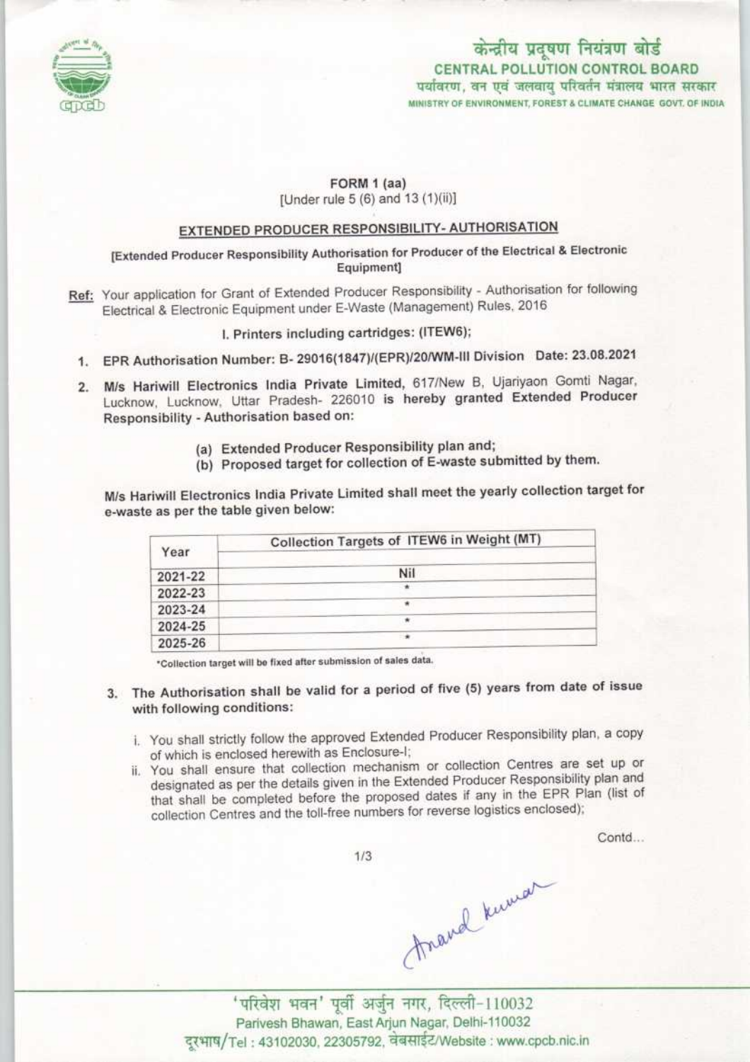केन्द्रीय प्रदूषण नियंत्रण बोर्ड
CENTRAL POLLUTION CONTROL BOARD
पर्यावरण, वन एवं जलवायु परिवर्तन मंत्रालय भारत सरकार
MINISTRY OF ENVIRONMENT, FOREST & CLIMATE CHANGE GOVT. OF INDIA

## FORM 1 (aa)

[Under rule 5 (6) and 13 (1)(ii)]

## EXTENDED PRODUCER RESPONSIBILITY- AUTHORISATION

[Extended Producer Responsibility Authorisation for Producer of the Electrical & Electronic Equipment]

**Ref:** Your application for Grant of Extended Producer Responsibility - Authorisation for following Electrical & Electronic Equipment under E-Waste (Management) Rules, 2016

I. Printers including cartridges: (ITEW6);

1. **EPR Authorisation Number: B- 29016(1847)/(EPR)/20/WM-III Division Date: 23.08.2021**
2. **M/s Hariwill Electronics India Private Limited,** 617/New B, Ujariyaon Gomti Nagar, Lucknow, Lucknow, Uttar Pradesh- 226010 **is hereby granted Extended Producer Responsibility - Authorisation based on:**

   (a) **Extended Producer Responsibility plan and;**
   (b) **Proposed target for collection of E-waste submitted by them.**

**M/s Hariwill Electronics India Private Limited shall meet the yearly collection target for e-waste as per the table given below:**

| Year | Collection Targets of ITEW6 in Weight (MT) |
|---|---|
| 2021-22 | Nil |
| 2022-23 | * |
| 2023-24 | * |
| 2024-25 | * |
| 2025-26 | * |

*Collection target will be fixed after submission of sales data.

3. **The Authorisation shall be valid for a period of five (5) years from date of issue with following conditions:**

   i. You shall strictly follow the approved Extended Producer Responsibility plan, a copy of which is enclosed herewith as Enclosure-I;
   ii. You shall ensure that collection mechanism or collection Centres are set up or designated as per the details given in the Extended Producer Responsibility plan and that shall be completed before the proposed dates if any in the EPR Plan (list of collection Centres and the toll-free numbers for reverse logistics enclosed);

Contd...

Anand Kumar

'परिवेश भवन' पूर्वी अर्जुन नगर, दिल्ली-110032
Parivesh Bhawan, East Arjun Nagar, Delhi-110032
दूरभाष/Tel : 43102030, 22305792, वेबसाईट/Website : www.cpcb.nic.in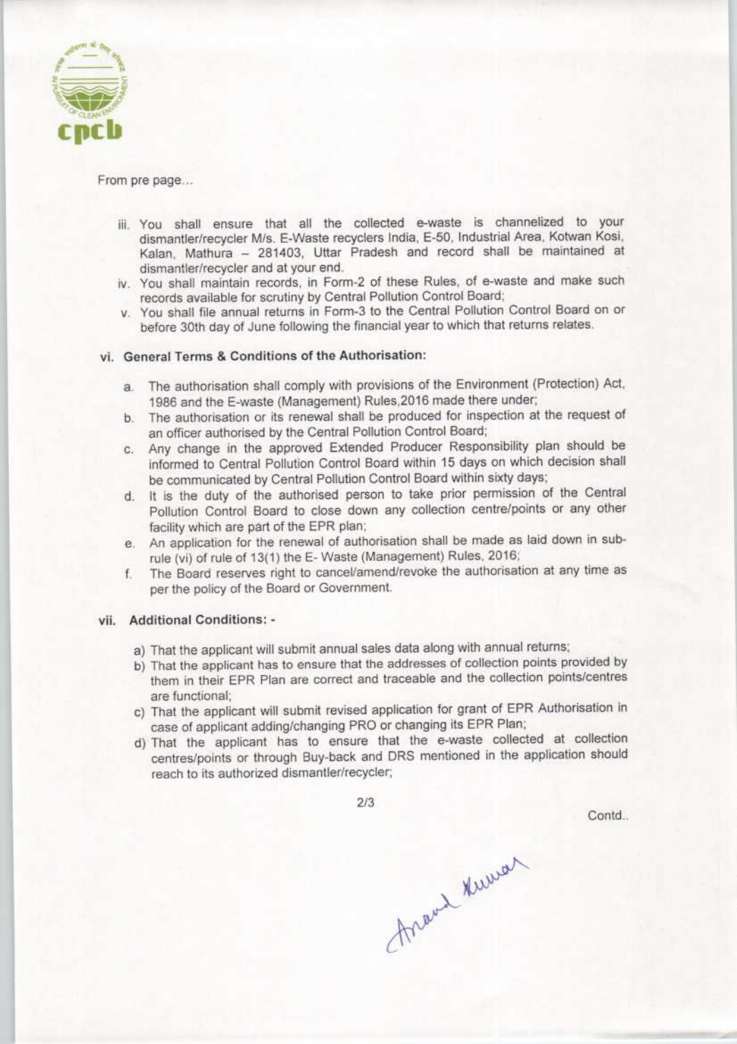From pre page...

iii. You shall ensure that all the collected e-waste is channelized to your dismantler/recycler M/s. E-Waste recyclers India, E-50, Industrial Area, Kotwan Kosi, Kalan, Mathura – 281403, Uttar Pradesh and record shall be maintained at dismantler/recycler and at your end.

iv. You shall maintain records, in Form-2 of these Rules, of e-waste and make such records available for scrutiny by Central Pollution Control Board;

v. You shall file annual returns in Form-3 to the Central Pollution Control Board on or before 30th day of June following the financial year to which that returns relates.

### vi. General Terms & Conditions of the Authorisation:

a. The authorisation shall comply with provisions of the Environment (Protection) Act, 1986 and the E-waste (Management) Rules,2016 made there under;

b. The authorisation or its renewal shall be produced for inspection at the request of an officer authorised by the Central Pollution Control Board;

c. Any change in the approved Extended Producer Responsibility plan should be informed to Central Pollution Control Board within 15 days on which decision shall be communicated by Central Pollution Control Board within sixty days;

d. It is the duty of the authorised person to take prior permission of the Central Pollution Control Board to close down any collection centre/points or any other facility which are part of the EPR plan;

e. An application for the renewal of authorisation shall be made as laid down in sub-rule (vi) of rule of 13(1) the E- Waste (Management) Rules, 2016;

f. The Board reserves right to cancel/amend/revoke the authorisation at any time as per the policy of the Board or Government.

### vii. Additional Conditions: -

a) That the applicant will submit annual sales data along with annual returns;

b) That the applicant has to ensure that the addresses of collection points provided by them in their EPR Plan are correct and traceable and the collection points/centres are functional;

c) That the applicant will submit revised application for grant of EPR Authorisation in case of applicant adding/changing PRO or changing its EPR Plan;

d) That the applicant has to ensure that the e-waste collected at collection centres/points or through Buy-back and DRS mentioned in the application should reach to its authorized dismantler/recycler;

Contd..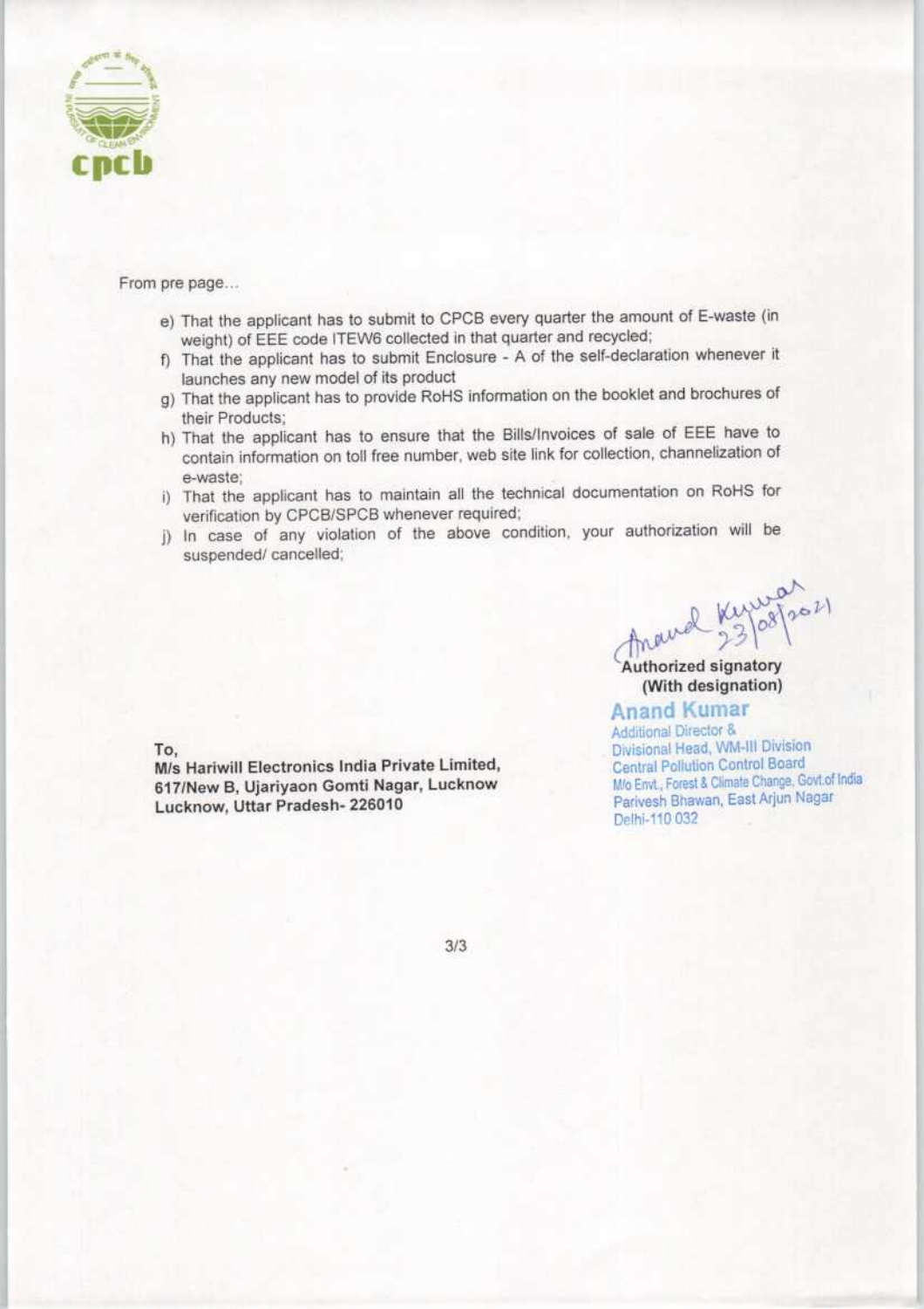From pre page...

e) That the applicant has to submit to CPCB every quarter the amount of E-waste (in weight) of EEE code ITEW6 collected in that quarter and recycled;

f) That the applicant has to submit Enclosure - A of the self-declaration whenever it launches any new model of its product

g) That the applicant has to provide RoHS information on the booklet and brochures of their Products;

h) That the applicant has to ensure that the Bills/Invoices of sale of EEE have to contain information on toll free number, web site link for collection, channelization of e-waste;

i) That the applicant has to maintain all the technical documentation on RoHS for verification by CPCB/SPCB whenever required;

j) In case of any violation of the above condition, your authorization will be suspended/ cancelled;

Anand Kumar 23/08/2021

**Authorized signatory**
**(With designation)**

**Anand Kumar**
Additional Director &
Divisional Head, WM-III Division
Central Pollution Control Board
M/o Envt., Forest & Climate Change, Govt.of India
Parivesh Bhawan, East Arjun Nagar
Delhi-110 032

To,
**M/s Hariwill Electronics India Private Limited,**
**617/New B, Ujariyaon Gomti Nagar, Lucknow**
**Lucknow, Uttar Pradesh- 226010**